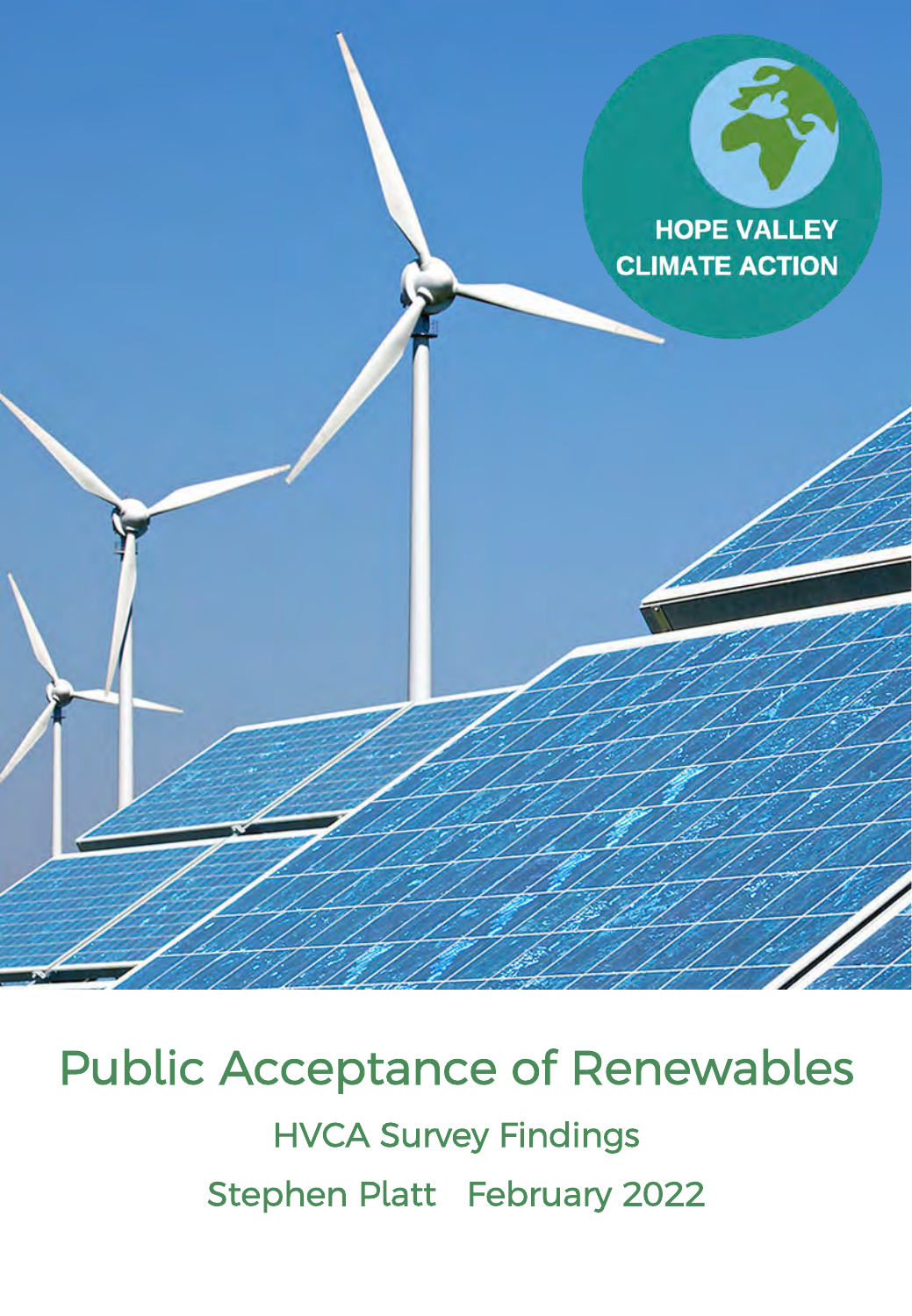HOPE VALLEY CLIMATE ACTION

# Public Acceptance of Renewables

## HVCA Survey Findings

Stephen Platt February 2022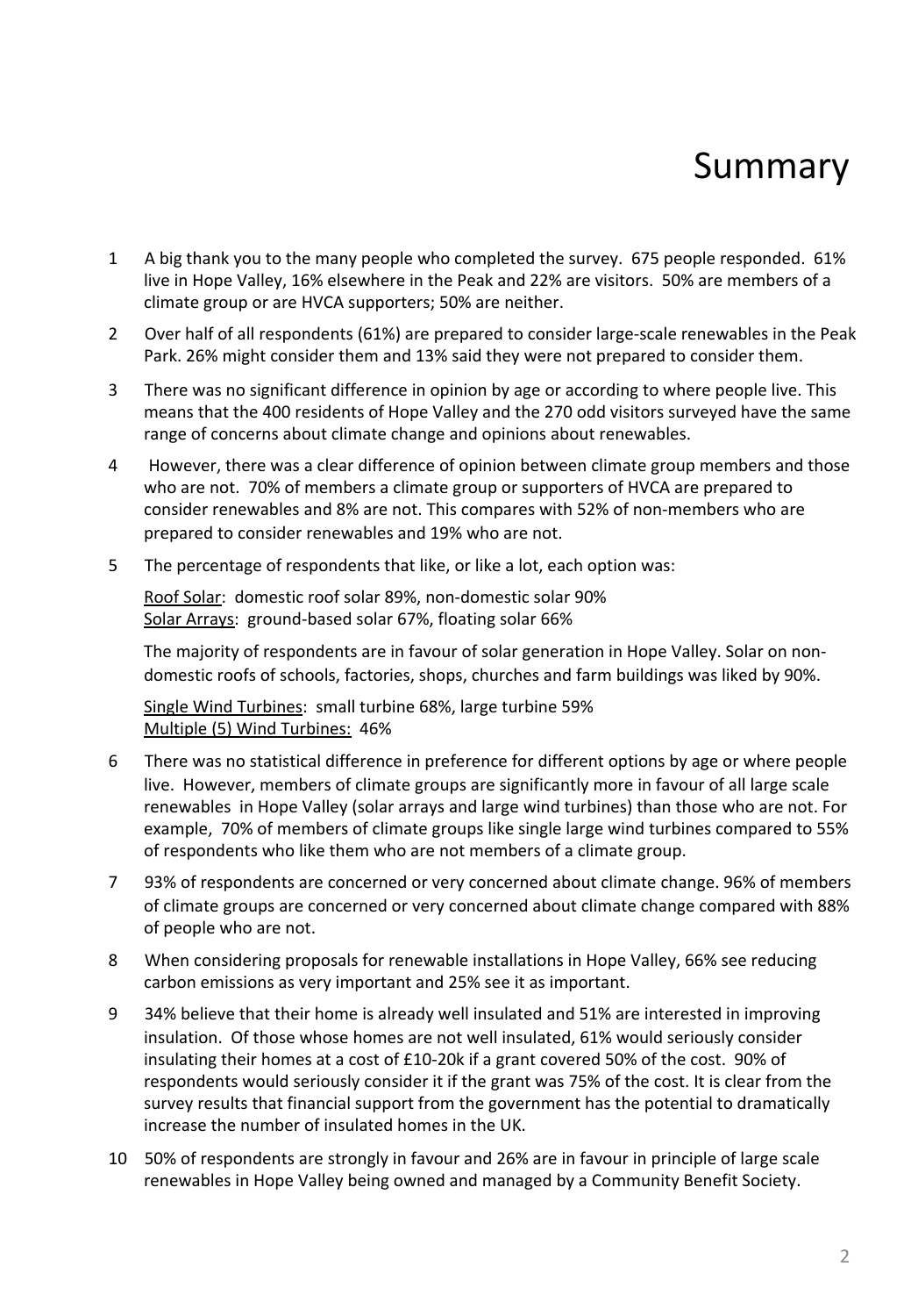# Summary

1. A big thank you to the many people who completed the survey. 675 people responded. 61% live in Hope Valley, 16% elsewhere in the Peak and 22% are visitors. 50% are members of a climate group or are HVCA supporters; 50% are neither.

2. Over half of all respondents (61%) are prepared to consider large-scale renewables in the Peak Park. 26% might consider them and 13% said they were not prepared to consider them.

3. There was no significant difference in opinion by age or according to where people live. This means that the 400 residents of Hope Valley and the 270 odd visitors surveyed have the same range of concerns about climate change and opinions about renewables.

4. However, there was a clear difference of opinion between climate group members and those who are not. 70% of members a climate group or supporters of HVCA are prepared to consider renewables and 8% are not. This compares with 52% of non-members who are prepared to consider renewables and 19% who are not.

5. The percentage of respondents that like, or like a lot, each option was:

   Roof Solar: domestic roof solar 89%, non-domestic solar 90%
   Solar Arrays: ground-based solar 67%, floating solar 66%

   The majority of respondents are in favour of solar generation in Hope Valley. Solar on non-domestic roofs of schools, factories, shops, churches and farm buildings was liked by 90%.

   Single Wind Turbines: small turbine 68%, large turbine 59%
   Multiple (5) Wind Turbines: 46%

6. There was no statistical difference in preference for different options by age or where people live. However, members of climate groups are significantly more in favour of all large scale renewables in Hope Valley (solar arrays and large wind turbines) than those who are not. For example, 70% of members of climate groups like single large wind turbines compared to 55% of respondents who like them who are not members of a climate group.

7. 93% of respondents are concerned or very concerned about climate change. 96% of members of climate groups are concerned or very concerned about climate change compared with 88% of people who are not.

8. When considering proposals for renewable installations in Hope Valley, 66% see reducing carbon emissions as very important and 25% see it as important.

9. 34% believe that their home is already well insulated and 51% are interested in improving insulation. Of those whose homes are not well insulated, 61% would seriously consider insulating their homes at a cost of £10-20k if a grant covered 50% of the cost. 90% of respondents would seriously consider it if the grant was 75% of the cost. It is clear from the survey results that financial support from the government has the potential to dramatically increase the number of insulated homes in the UK.

10. 50% of respondents are strongly in favour and 26% are in favour in principle of large scale renewables in Hope Valley being owned and managed by a Community Benefit Society.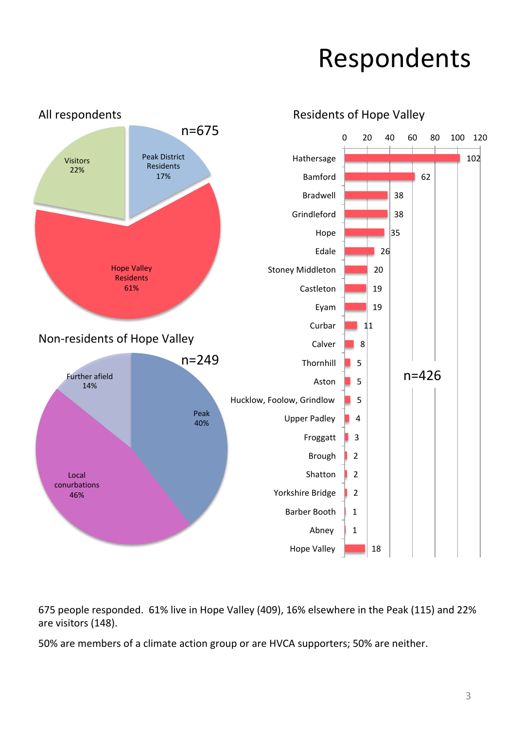# Respondents

## All respondents

n=675

| Category | Percentage |
|---|---|
| Peak District Residents | 17% |
| Hope Valley Residents | 61% |
| Visitors | 22% |

## Residents of Hope Valley

n=426

| Location | Count |
|---|---|
| Hathersage | 102 |
| Bamford | 62 |
| Bradwell | 38 |
| Grindleford | 38 |
| Hope | 35 |
| Edale | 26 |
| Stoney Middleton | 20 |
| Castleton | 19 |
| Eyam | 19 |
| Curbar | 11 |
| Calver | 8 |
| Thornhill | 5 |
| Aston | 5 |
| Hucklow, Foolow, Grindlow | 5 |
| Upper Padley | 4 |
| Froggatt | 3 |
| Brough | 2 |
| Shatton | 2 |
| Yorkshire Bridge | 2 |
| Barber Booth | 1 |
| Abney | 1 |
| Hope Valley | 18 |

## Non-residents of Hope Valley

n=249

| Category | Percentage |
|---|---|
| Peak | 40% |
| Local conurbations | 46% |
| Further afield | 14% |

675 people responded. 61% live in Hope Valley (409), 16% elsewhere in the Peak (115) and 22% are visitors (148).

50% are members of a climate action group or are HVCA supporters; 50% are neither.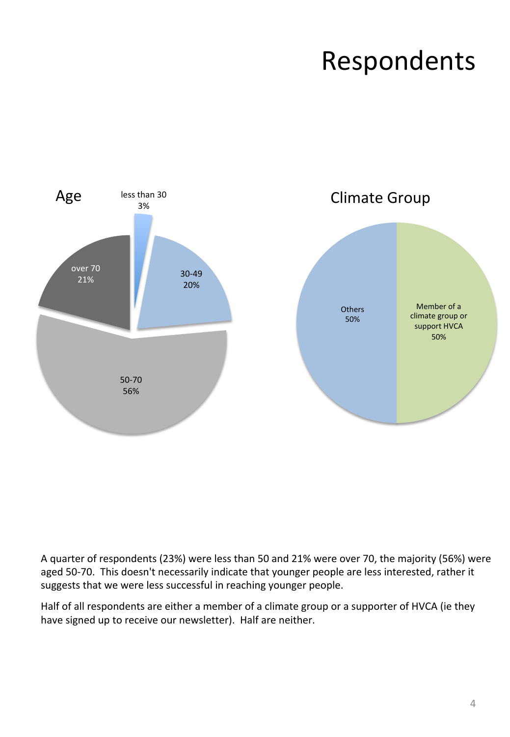# Respondents

**Age**

- less than 30: 3%
- 30-49: 20%
- 50-70: 56%
- over 70: 21%

**Climate Group**

- Others: 50%
- Member of a climate group or support HVCA: 50%

A quarter of respondents (23%) were less than 50 and 21% were over 70, the majority (56%) were aged 50-70. This doesn't necessarily indicate that younger people are less interested, rather it suggests that we were less successful in reaching younger people.

Half of all respondents are either a member of a climate group or a supporter of HVCA (ie they have signed up to receive our newsletter). Half are neither.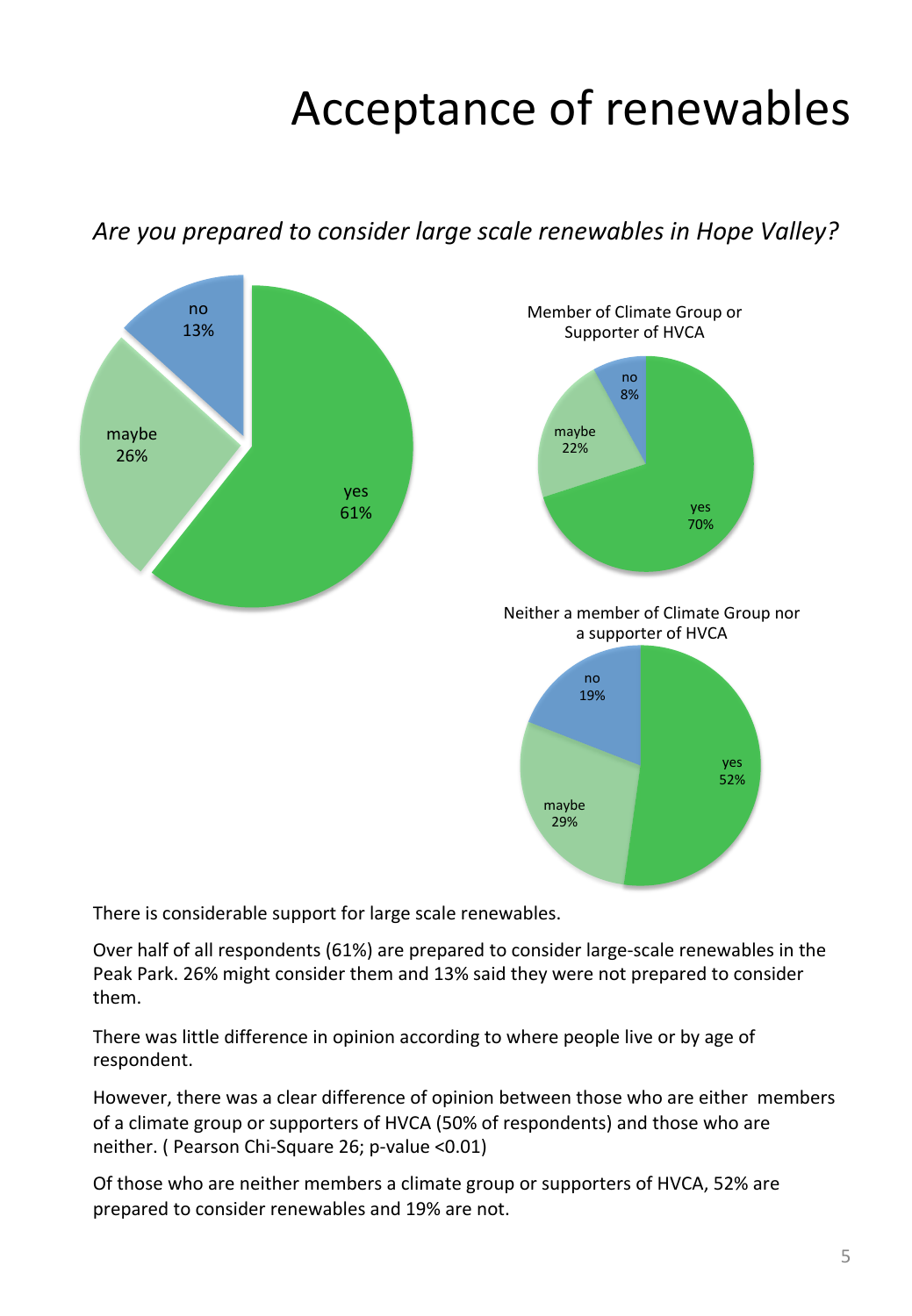# Acceptance of renewables

*Are you prepared to consider large scale renewables in Hope Valley?*

no 13%, maybe 26%, yes 61%

Member of Climate Group or Supporter of HVCA

no 8%, maybe 22%, yes 70%

Neither a member of Climate Group nor a supporter of HVCA

no 19%, maybe 29%, yes 52%

There is considerable support for large scale renewables.

Over half of all respondents (61%) are prepared to consider large-scale renewables in the Peak Park. 26% might consider them and 13% said they were not prepared to consider them.

There was little difference in opinion according to where people live or by age of respondent.

However, there was a clear difference of opinion between those who are either members of a climate group or supporters of HVCA (50% of respondents) and those who are neither. ( Pearson Chi-Square 26; p-value <0.01)

Of those who are neither members a climate group or supporters of HVCA, 52% are prepared to consider renewables and 19% are not.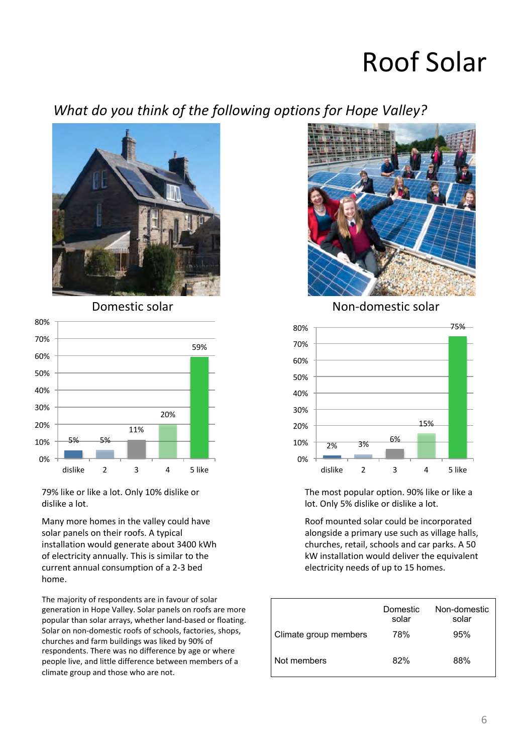# Roof Solar

## *What do you think of the following options for Hope Valley?*

### Domestic solar

| | dislike | 2 | 3 | 4 | 5 like |
|---|---|---|---|---|---|
| Domestic solar | 5% | 5% | 11% | 20% | 59% |

79% like or like a lot. Only 10% dislike or dislike a lot.

Many more homes in the valley could have solar panels on their roofs. A typical installation would generate about 3400 kWh of electricity annually. This is similar to the current annual consumption of a 2-3 bed home.

### Non-domestic solar

| | dislike | 2 | 3 | 4 | 5 like |
|---|---|---|---|---|---|
| Non-domestic solar | 2% | 3% | 6% | 15% | 75% |

The most popular option. 90% like or like a lot. Only 5% dislike or dislike a lot.

Roof mounted solar could be incorporated alongside a primary use such as village halls, churches, retail, schools and car parks. A 50 kW installation would deliver the equivalent electricity needs of up to 15 homes.

The majority of respondents are in favour of solar generation in Hope Valley. Solar panels on roofs are more popular than solar arrays, whether land-based or floating. Solar on non-domestic roofs of schools, factories, shops, churches and farm buildings was liked by 90% of respondents. There was no difference by age or where people live, and little difference between members of a climate group and those who are not.

| | Domestic solar | Non-domestic solar |
|---|---|---|
| Climate group members | 78% | 95% |
| Not members | 82% | 88% |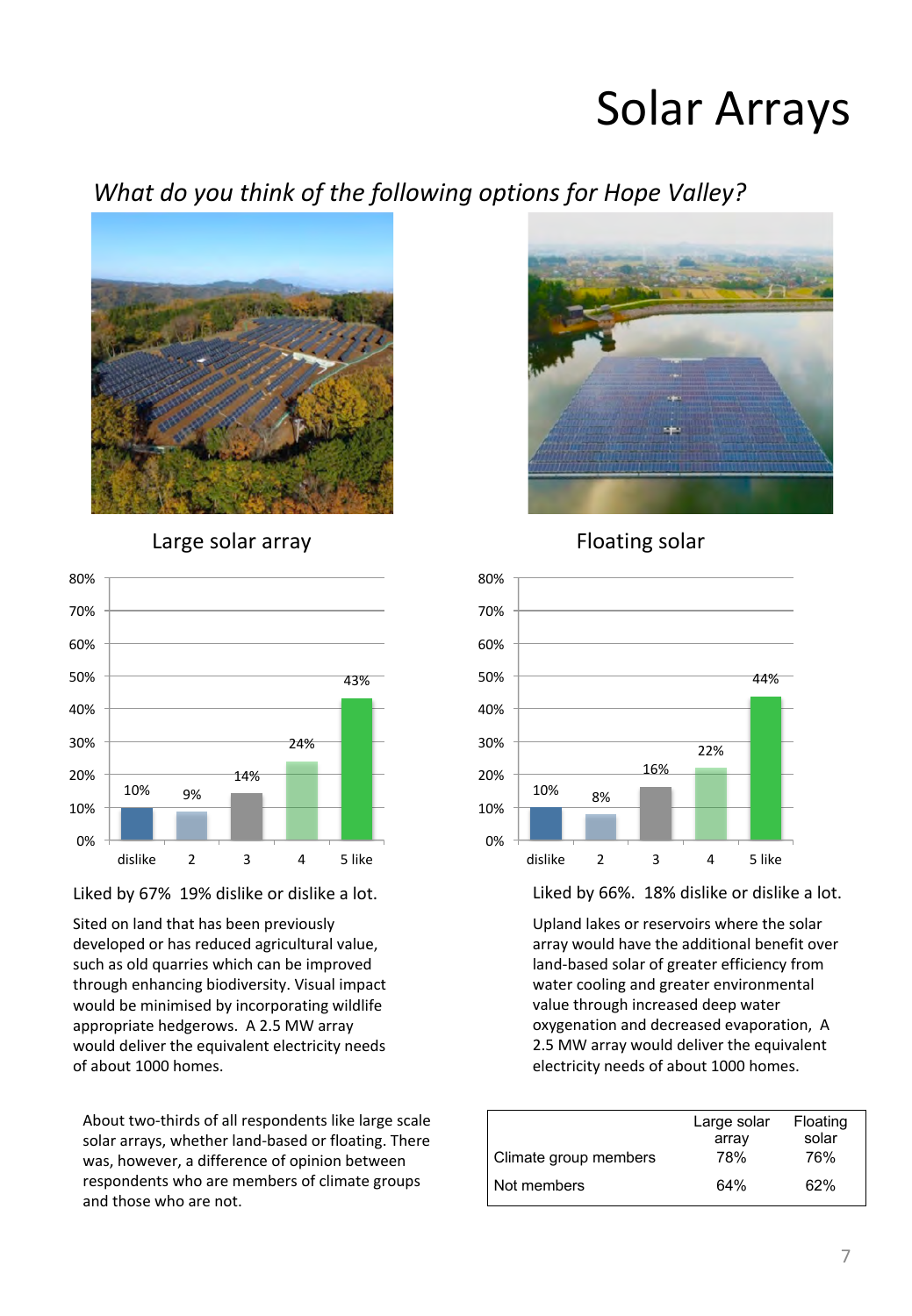# Solar Arrays

*What do you think of the following options for Hope Valley?*

Large solar array

Liked by 67% 19% dislike or dislike a lot.

Sited on land that has been previously developed or has reduced agricultural value, such as old quarries which can be improved through enhancing biodiversity. Visual impact would be minimised by incorporating wildlife appropriate hedgerows. A 2.5 MW array would deliver the equivalent electricity needs of about 1000 homes.

Floating solar

Liked by 66%. 18% dislike or dislike a lot.

Upland lakes or reservoirs where the solar array would have the additional benefit over land-based solar of greater efficiency from water cooling and greater environmental value through increased deep water oxygenation and decreased evaporation, A 2.5 MW array would deliver the equivalent electricity needs of about 1000 homes.

About two-thirds of all respondents like large scale solar arrays, whether land-based or floating. There was, however, a difference of opinion between respondents who are members of climate groups and those who are not.

| | Large solar array | Floating solar |
|---|---|---|
| Climate group members | 78% | 76% |
| Not members | 64% | 62% |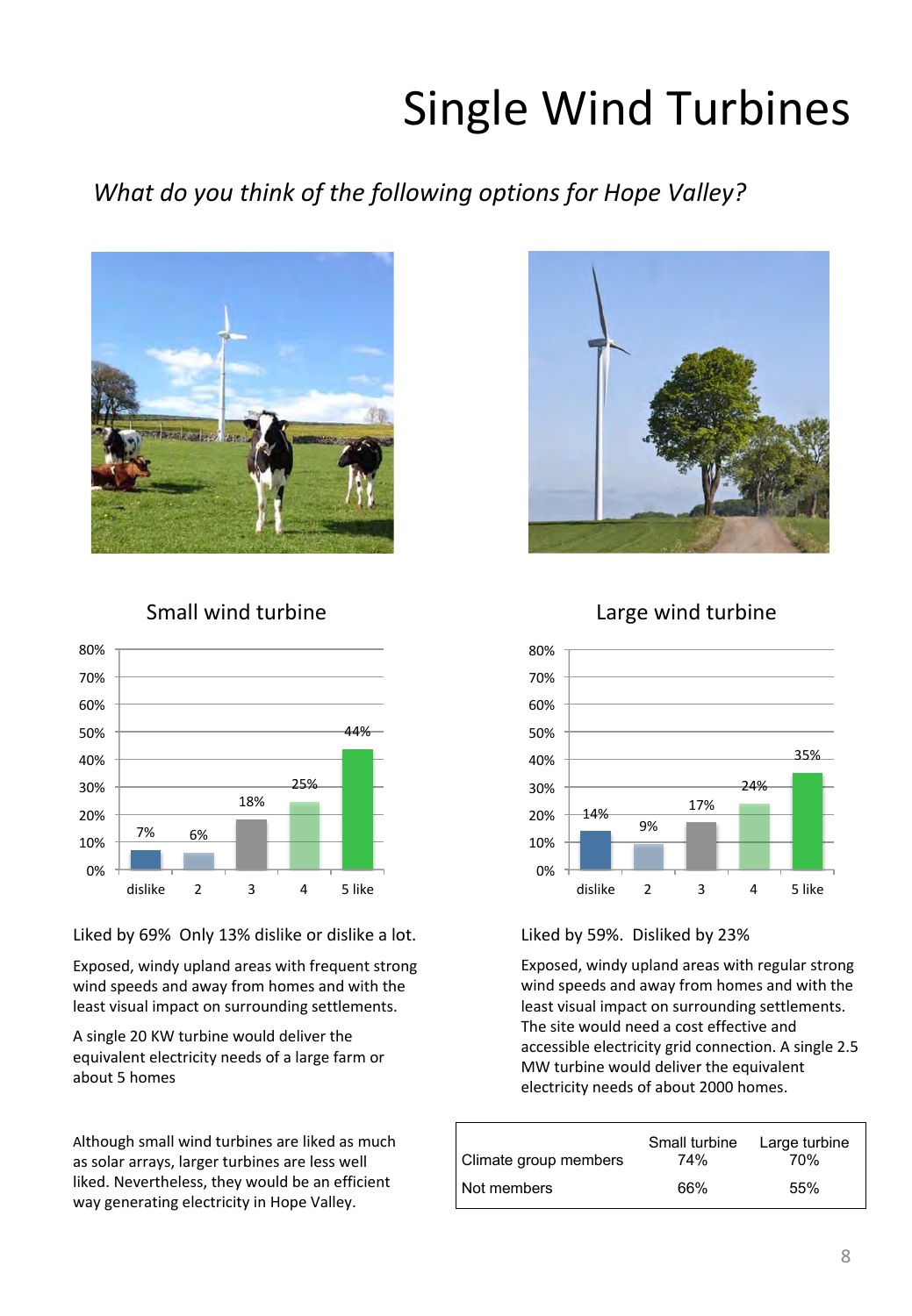# Single Wind Turbines

*What do you think of the following options for Hope Valley?*

## Small wind turbine

| dislike | 2 | 3 | 4 | 5 like |
|---|---|---|---|---|
| 7% | 6% | 18% | 25% | 44% |

Liked by 69% Only 13% dislike or dislike a lot.

Exposed, windy upland areas with frequent strong wind speeds and away from homes and with the least visual impact on surrounding settlements.

A single 20 KW turbine would deliver the equivalent electricity needs of a large farm or about 5 homes

Although small wind turbines are liked as much as solar arrays, larger turbines are less well liked. Nevertheless, they would be an efficient way generating electricity in Hope Valley.

## Large wind turbine

| dislike | 2 | 3 | 4 | 5 like |
|---|---|---|---|---|
| 14% | 9% | 17% | 24% | 35% |

Liked by 59%. Disliked by 23%

Exposed, windy upland areas with regular strong wind speeds and away from homes and with the least visual impact on surrounding settlements. The site would need a cost effective and accessible electricity grid connection. A single 2.5 MW turbine would deliver the equivalent electricity needs of about 2000 homes.

| | Small turbine | Large turbine |
|---|---|---|
| Climate group members | 74% | 70% |
| Not members | 66% | 55% |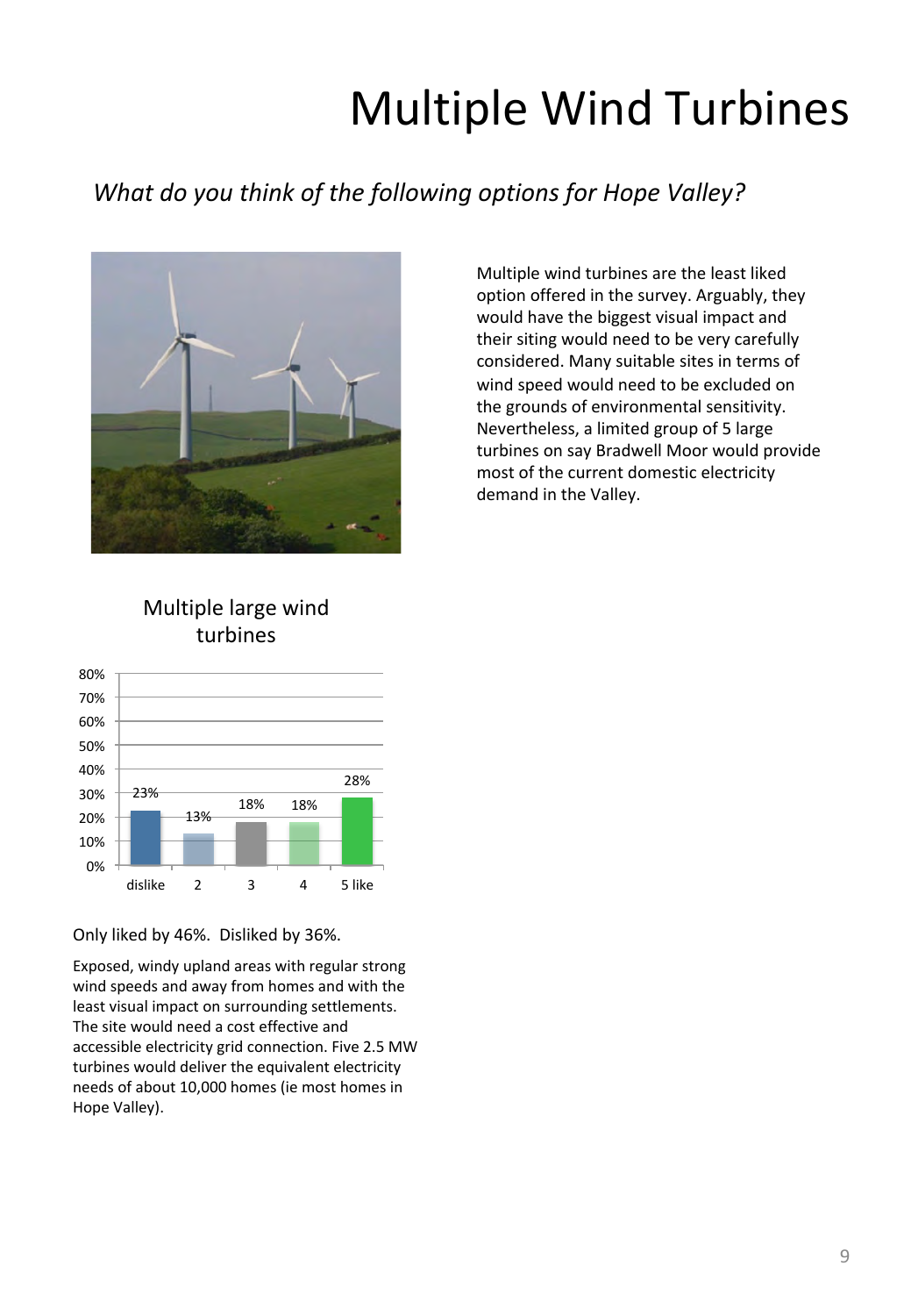# Multiple Wind Turbines

*What do you think of the following options for Hope Valley?*

Multiple wind turbines are the least liked option offered in the survey. Arguably, they would have the biggest visual impact and their siting would need to be very carefully considered. Many suitable sites in terms of wind speed would need to be excluded on the grounds of environmental sensitivity. Nevertheless, a limited group of 5 large turbines on say Bradwell Moor would provide most of the current domestic electricity demand in the Valley.

Multiple large wind turbines

| dislike | 2 | 3 | 4 | 5 like |
|---|---|---|---|---|
| 23% | 13% | 18% | 18% | 28% |

Only liked by 46%. Disliked by 36%.

Exposed, windy upland areas with regular strong wind speeds and away from homes and with the least visual impact on surrounding settlements. The site would need a cost effective and accessible electricity grid connection. Five 2.5 MW turbines would deliver the equivalent electricity needs of about 10,000 homes (ie most homes in Hope Valley).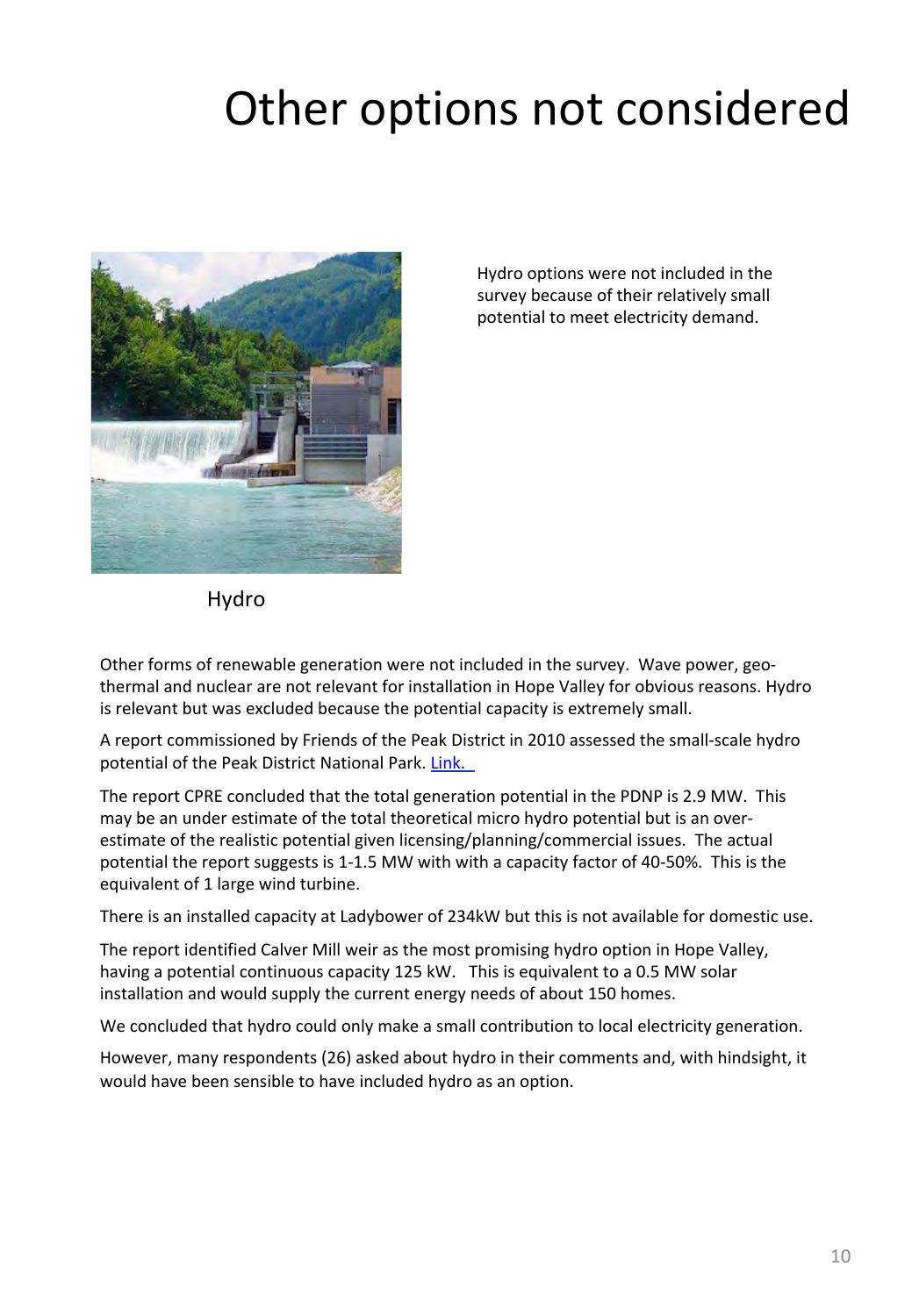# Other options not considered

Hydro options were not included in the survey because of their relatively small potential to meet electricity demand.

Hydro

Other forms of renewable generation were not included in the survey. Wave power, geo-thermal and nuclear are not relevant for installation in Hope Valley for obvious reasons. Hydro is relevant but was excluded because the potential capacity is extremely small.

A report commissioned by Friends of the Peak District in 2010 assessed the small-scale hydro potential of the Peak District National Park. [Link.]()

The report CPRE concluded that the total generation potential in the PDNP is 2.9 MW. This may be an under estimate of the total theoretical micro hydro potential but is an over-estimate of the realistic potential given licensing/planning/commercial issues. The actual potential the report suggests is 1-1.5 MW with with a capacity factor of 40-50%. This is the equivalent of 1 large wind turbine.

There is an installed capacity at Ladybower of 234kW but this is not available for domestic use.

The report identified Calver Mill weir as the most promising hydro option in Hope Valley, having a potential continuous capacity 125 kW. This is equivalent to a 0.5 MW solar installation and would supply the current energy needs of about 150 homes.

We concluded that hydro could only make a small contribution to local electricity generation.

However, many respondents (26) asked about hydro in their comments and, with hindsight, it would have been sensible to have included hydro as an option.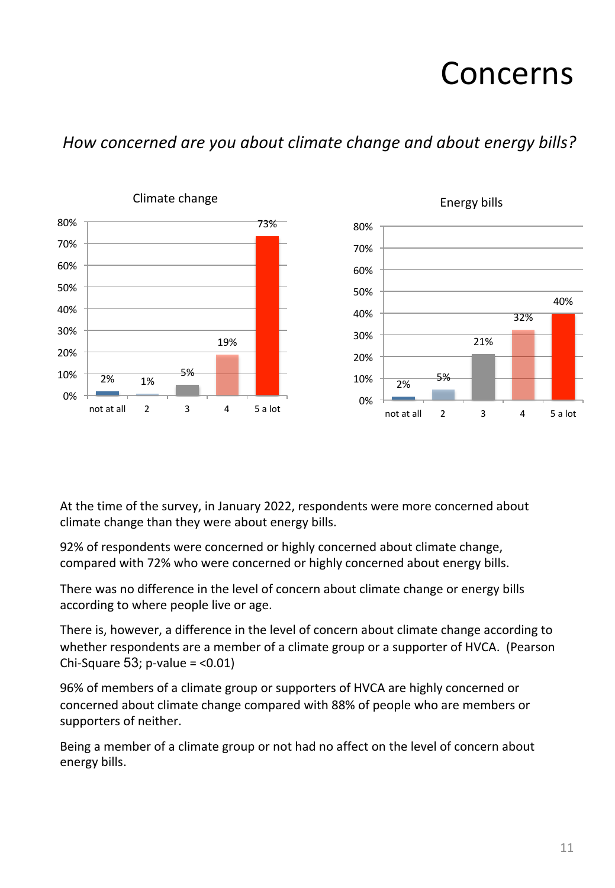# Concerns

*How concerned are you about climate change and about energy bills?*

Climate change

| | not at all | 2 | 3 | 4 | 5 a lot |
|---|---|---|---|---|---|
| Climate change | 2% | 1% | 5% | 19% | 73% |

Energy bills

| | not at all | 2 | 3 | 4 | 5 a lot |
|---|---|---|---|---|---|
| Energy bills | 2% | 5% | 21% | 32% | 40% |

At the time of the survey, in January 2022, respondents were more concerned about climate change than they were about energy bills.

92% of respondents were concerned or highly concerned about climate change, compared with 72% who were concerned or highly concerned about energy bills.

There was no difference in the level of concern about climate change or energy bills according to where people live or age.

There is, however, a difference in the level of concern about climate change according to whether respondents are a member of a climate group or a supporter of HVCA. (Pearson Chi-Square 53; p-value = <0.01)

96% of members of a climate group or supporters of HVCA are highly concerned or concerned about climate change compared with 88% of people who are members or supporters of neither.

Being a member of a climate group or not had no affect on the level of concern about energy bills.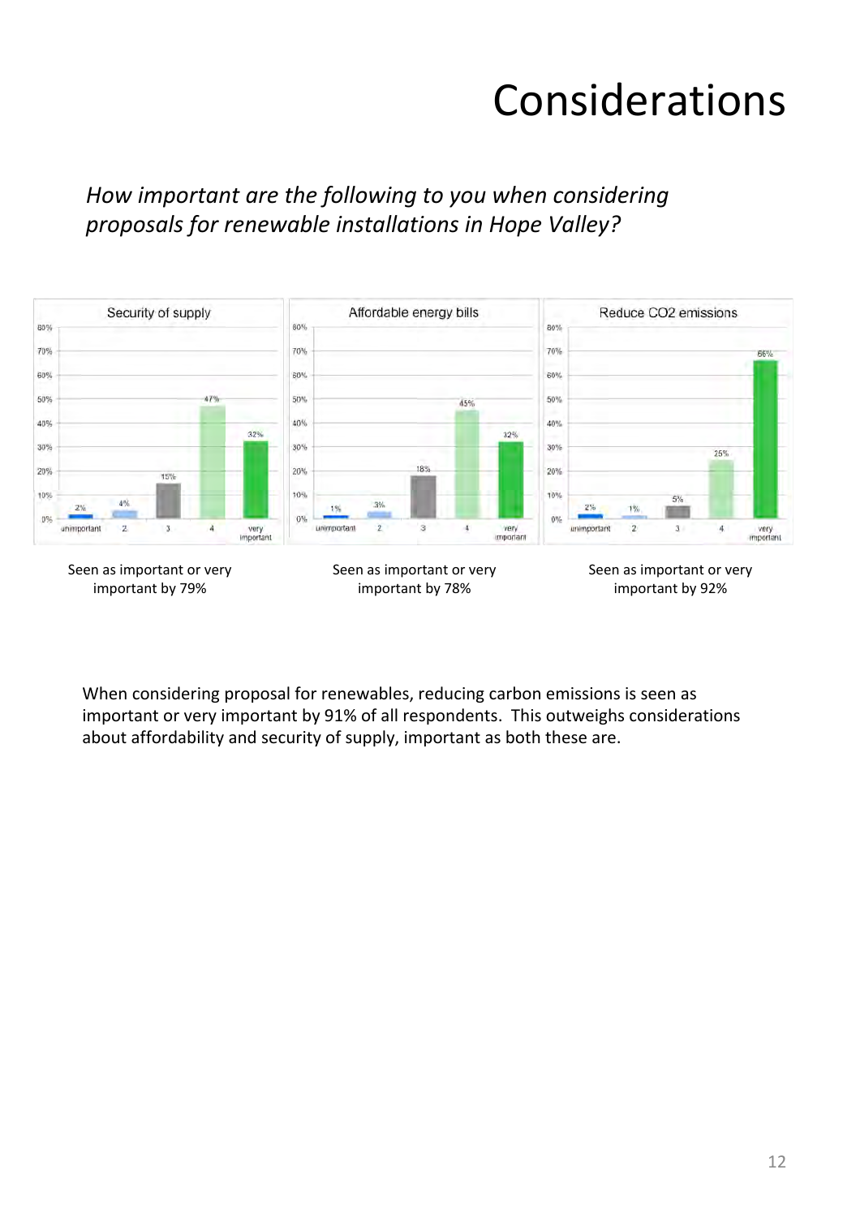# Considerations

*How important are the following to you when considering proposals for renewable installations in Hope Valley?*

| | unimportant | 2 | 3 | 4 | very important |
|---|---|---|---|---|---|
| Security of supply | 2% | 4% | 15% | 47% | 32% |
| Affordable energy bills | 1% | 3% | 18% | 45% | 32% |
| Reduce CO2 emissions | 2% | 1% | 5% | 25% | 66% |

Seen as important or very important by 79%

Seen as important or very important by 78%

Seen as important or very important by 92%

When considering proposal for renewables, reducing carbon emissions is seen as important or very important by 91% of all respondents. This outweighs considerations about affordability and security of supply, important as both these are.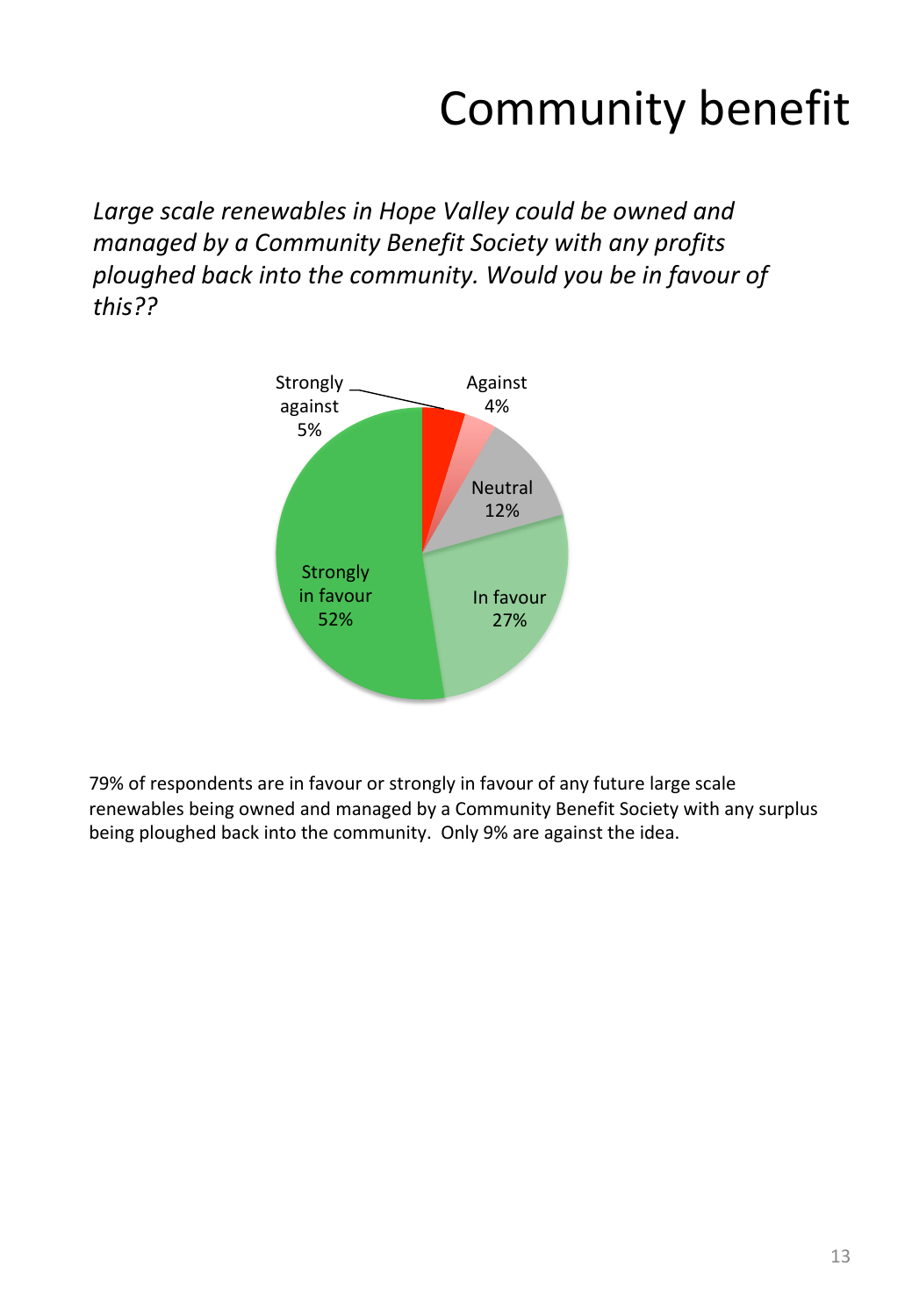# Community benefit

*Large scale renewables in Hope Valley could be owned and managed by a Community Benefit Society with any profits ploughed back into the community. Would you be in favour of this??*

| Response | Percentage |
|---|---|
| Strongly against | 5% |
| Against | 4% |
| Neutral | 12% |
| In favour | 27% |
| Strongly in favour | 52% |

79% of respondents are in favour or strongly in favour of any future large scale renewables being owned and managed by a Community Benefit Society with any surplus being ploughed back into the community. Only 9% are against the idea.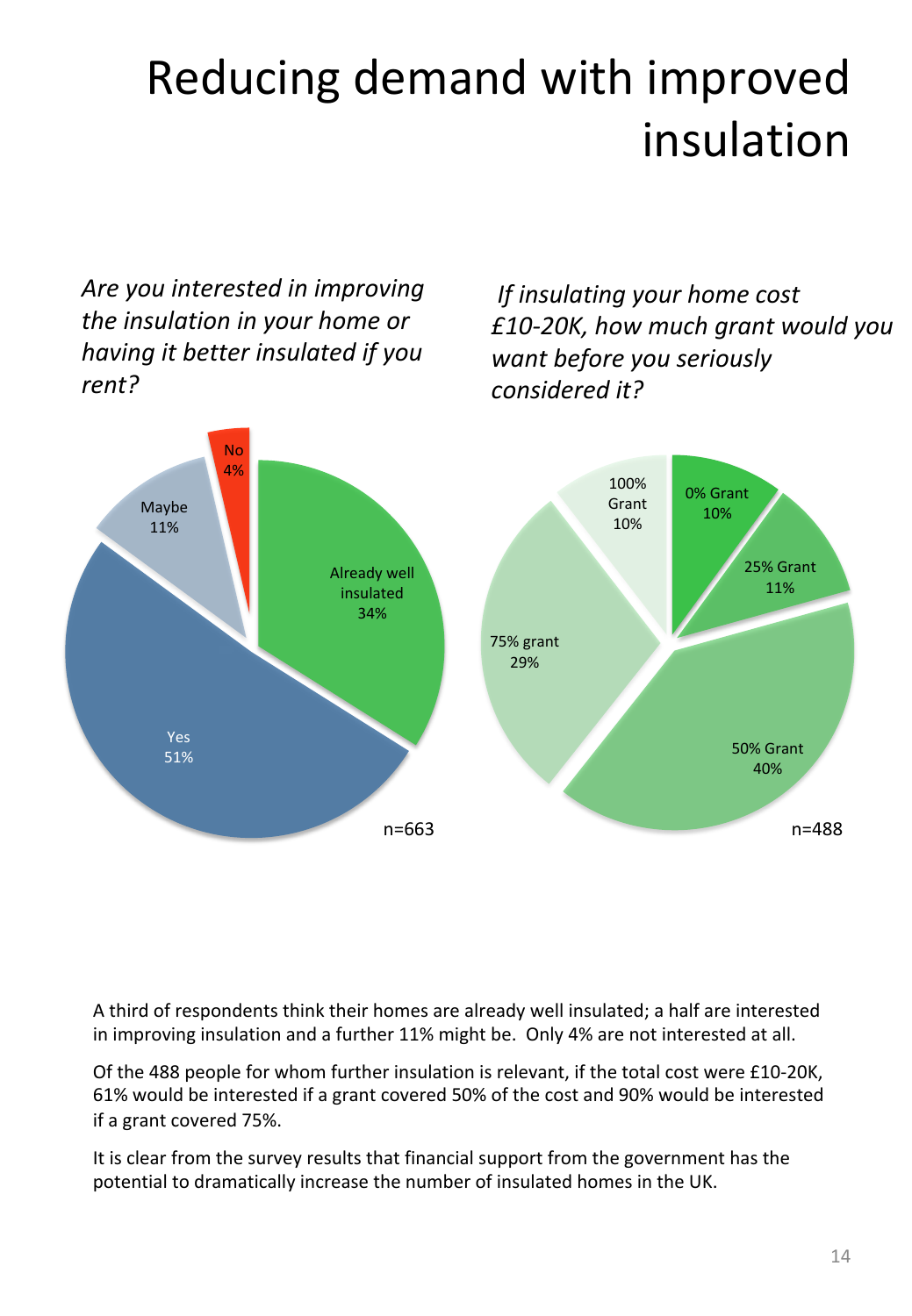# Reducing demand with improved insulation

*Are you interested in improving the insulation in your home or having it better insulated if you rent?*

| Response | Percentage |
|---|---|
| Already well insulated | 34% |
| Yes | 51% |
| Maybe | 11% |
| No | 4% |

n=663

*If insulating your home cost £10-20K, how much grant would you want before you seriously considered it?*

| Grant | Percentage |
|---|---|
| 0% Grant | 10% |
| 25% Grant | 11% |
| 50% Grant | 40% |
| 75% grant | 29% |
| 100% Grant | 10% |

n=488

A third of respondents think their homes are already well insulated; a half are interested in improving insulation and a further 11% might be. Only 4% are not interested at all.

Of the 488 people for whom further insulation is relevant, if the total cost were £10-20K, 61% would be interested if a grant covered 50% of the cost and 90% would be interested if a grant covered 75%.

It is clear from the survey results that financial support from the government has the potential to dramatically increase the number of insulated homes in the UK.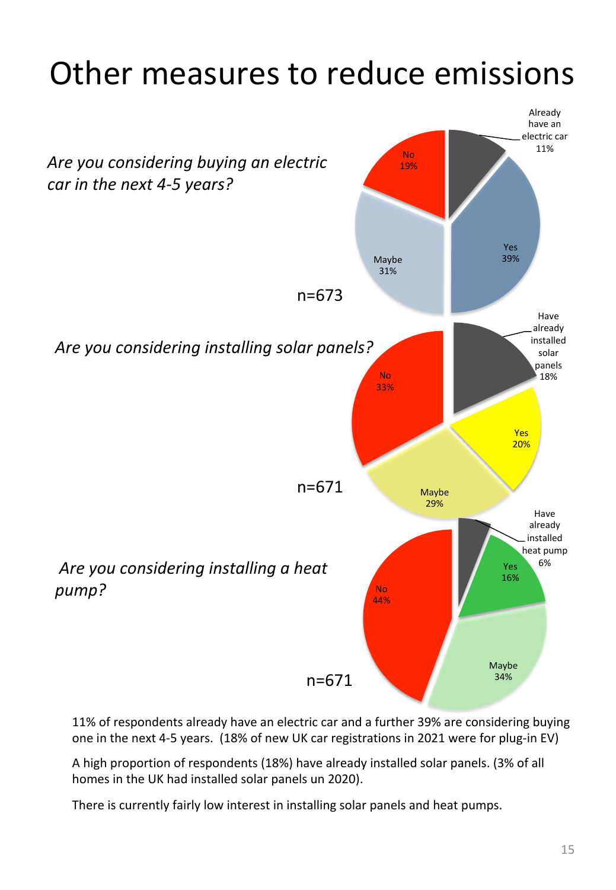# Other measures to reduce emissions

*Are you considering buying an electric car in the next 4-5 years?*

No 19%

Already have an electric car 11%

Yes 39%

Maybe 31%

n=673

*Are you considering installing solar panels?*

No 33%

Have already installed solar panels 18%

Yes 20%

Maybe 29%

n=671

*Are you considering installing a heat pump?*

No 44%

Have already installed heat pump 6%

Yes 16%

Maybe 34%

n=671

11% of respondents already have an electric car and a further 39% are considering buying one in the next 4-5 years. (18% of new UK car registrations in 2021 were for plug-in EV)

A high proportion of respondents (18%) have already installed solar panels. (3% of all homes in the UK had installed solar panels un 2020).

There is currently fairly low interest in installing solar panels and heat pumps.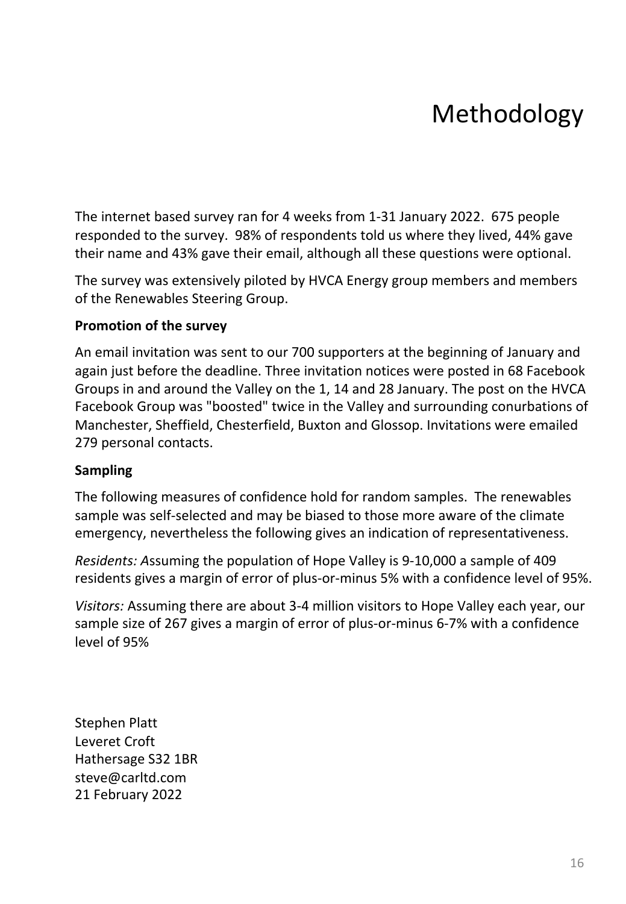# Methodology

The internet based survey ran for 4 weeks from 1-31 January 2022. 675 people responded to the survey. 98% of respondents told us where they lived, 44% gave their name and 43% gave their email, although all these questions were optional.

The survey was extensively piloted by HVCA Energy group members and members of the Renewables Steering Group.

**Promotion of the survey**

An email invitation was sent to our 700 supporters at the beginning of January and again just before the deadline. Three invitation notices were posted in 68 Facebook Groups in and around the Valley on the 1, 14 and 28 January. The post on the HVCA Facebook Group was "boosted" twice in the Valley and surrounding conurbations of Manchester, Sheffield, Chesterfield, Buxton and Glossop. Invitations were emailed 279 personal contacts.

**Sampling**

The following measures of confidence hold for random samples. The renewables sample was self-selected and may be biased to those more aware of the climate emergency, nevertheless the following gives an indication of representativeness.

*Residents: A*ssuming the population of Hope Valley is 9-10,000 a sample of 409 residents gives a margin of error of plus-or-minus 5% with a confidence level of 95%.

*Visitors:* Assuming there are about 3-4 million visitors to Hope Valley each year, our sample size of 267 gives a margin of error of plus-or-minus 6-7% with a confidence level of 95%

Stephen Platt  
Leveret Croft  
Hathersage S32 1BR  
steve@carltd.com  
21 February 2022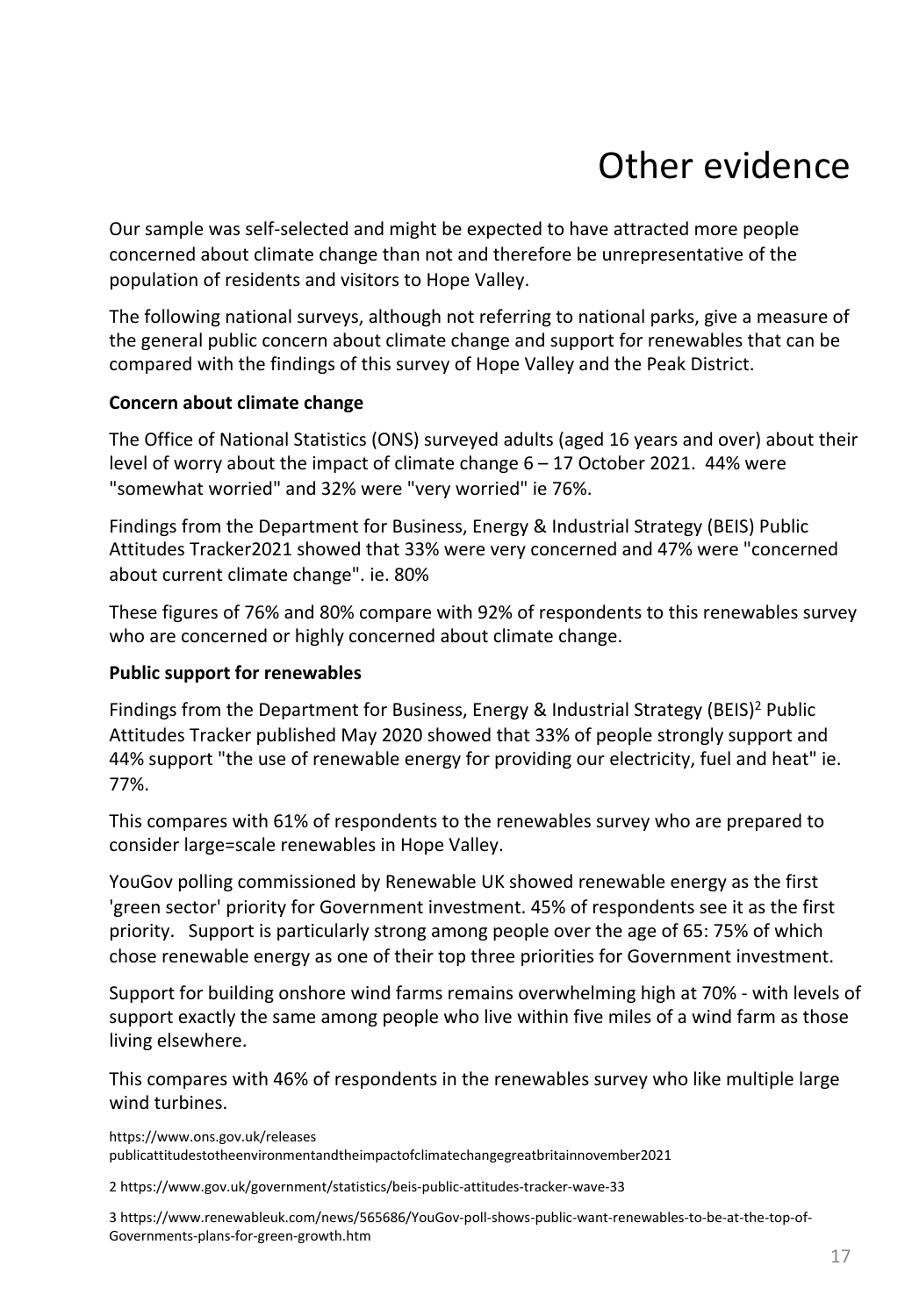# Other evidence

Our sample was self-selected and might be expected to have attracted more people concerned about climate change than not and therefore be unrepresentative of the population of residents and visitors to Hope Valley.

The following national surveys, although not referring to national parks, give a measure of the general public concern about climate change and support for renewables that can be compared with the findings of this survey of Hope Valley and the Peak District.

**Concern about climate change**

The Office of National Statistics (ONS) surveyed adults (aged 16 years and over) about their level of worry about the impact of climate change 6 – 17 October 2021. 44% were "somewhat worried" and 32% were "very worried" ie 76%.

Findings from the Department for Business, Energy & Industrial Strategy (BEIS) Public Attitudes Tracker2021 showed that 33% were very concerned and 47% were "concerned about current climate change". ie. 80%

These figures of 76% and 80% compare with 92% of respondents to this renewables survey who are concerned or highly concerned about climate change.

**Public support for renewables**

Findings from the Department for Business, Energy & Industrial Strategy (BEIS)[2] Public Attitudes Tracker published May 2020 showed that 33% of people strongly support and 44% support "the use of renewable energy for providing our electricity, fuel and heat" ie. 77%.

This compares with 61% of respondents to the renewables survey who are prepared to consider large=scale renewables in Hope Valley.

YouGov polling commissioned by Renewable UK showed renewable energy as the first 'green sector' priority for Government investment. 45% of respondents see it as the first priority. Support is particularly strong among people over the age of 65: 75% of which chose renewable energy as one of their top three priorities for Government investment.

Support for building onshore wind farms remains overwhelming high at 70% - with levels of support exactly the same among people who live within five miles of a wind farm as those living elsewhere.

This compares with 46% of respondents in the renewables survey who like multiple large wind turbines.

https://www.ons.gov.uk/releases publicattitudestotheenvironmentandtheimpactofclimatechangegreatbritainnovember2021

2 https://www.gov.uk/government/statistics/beis-public-attitudes-tracker-wave-33

3 https://www.renewableuk.com/news/565686/YouGov-poll-shows-public-want-renewables-to-be-at-the-top-of-Governments-plans-for-green-growth.htm